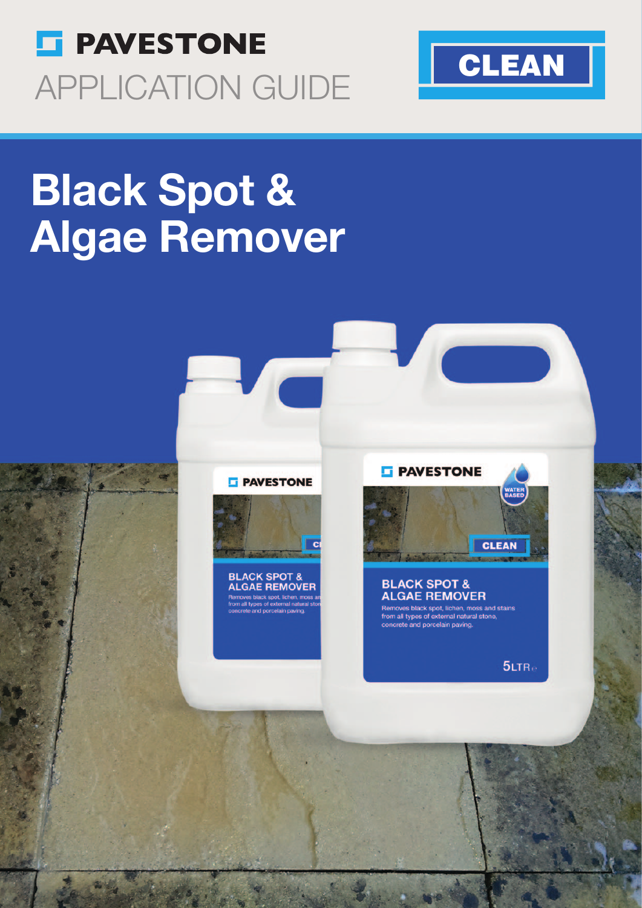PAVESTONE

APPLICATION GUIDE

CLEAN

# Black Spot & Algae Remover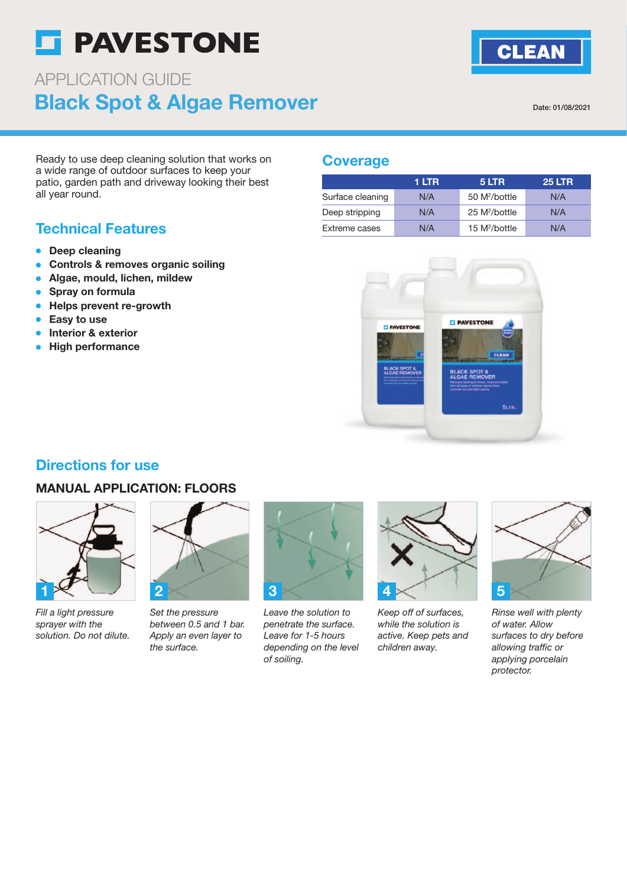# PAVESTONE

CLEAN

APPLICATION GUIDE

## Black Spot & Algae Remover

Date: 01/08/2021

Ready to use deep cleaning solution that works on a wide range of outdoor surfaces to keep your patio, garden path and driveway looking their best all year round.

### Technical Features

- **Deep cleaning**
- **Controls & removes organic soiling**
- **Algae, mould, lichen, mildew**
- **Spray on formula**
- **Helps prevent re-growth**
- **Easy to use**
- **Interior & exterior**
- **High performance**

### Coverage

| | 1 LTR | 5 LTR | 25 LTR |
|---|---|---|---|
| Surface cleaning | N/A | 50 M²/bottle | N/A |
| Deep stripping | N/A | 25 M²/bottle | N/A |
| Extreme cases | N/A | 15 M²/bottle | N/A |

### Directions for use

#### MANUAL APPLICATION: FLOORS

1. *Fill a light pressure sprayer with the solution. Do not dilute.*
2. *Set the pressure between 0.5 and 1 bar. Apply an even layer to the surface.*
3. *Leave the solution to penetrate the surface. Leave for 1-5 hours depending on the level of soiling.*
4. *Keep off of surfaces, while the solution is active. Keep pets and children away.*
5. *Rinse well with plenty of water. Allow surfaces to dry before allowing traffic or applying porcelain protector.*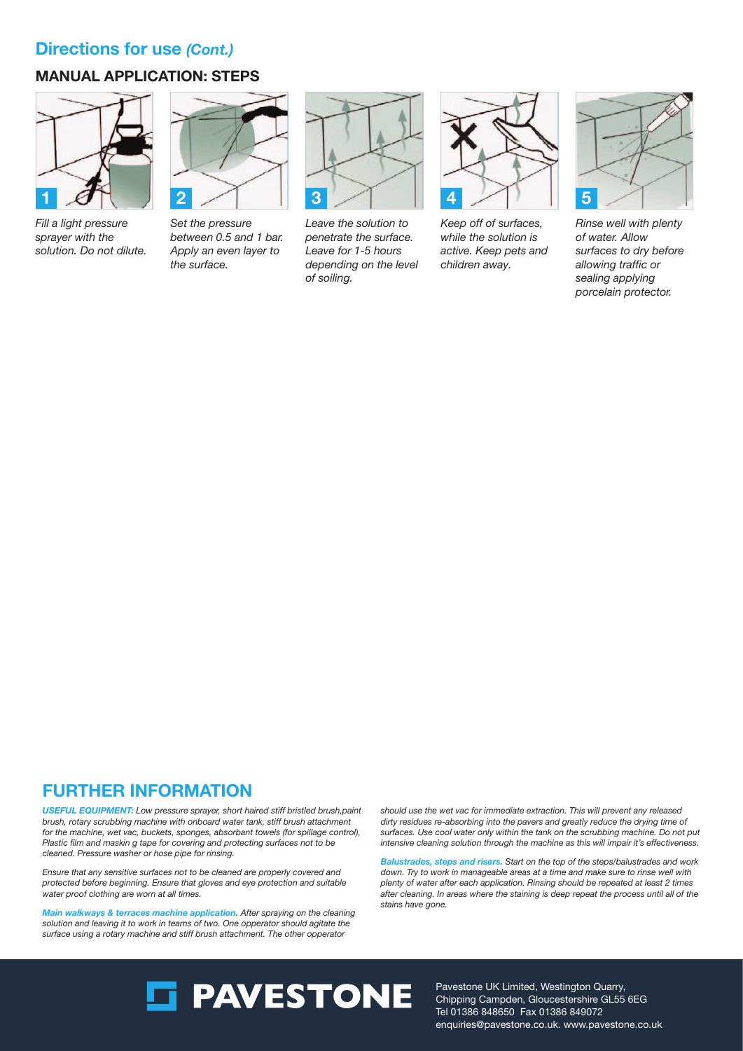## Directions for use *(Cont.)*

### MANUAL APPLICATION: STEPS

1. *Fill a light pressure sprayer with the solution. Do not dilute.*
2. *Set the pressure between 0.5 and 1 bar. Apply an even layer to the surface.*
3. *Leave the solution to penetrate the surface. Leave for 1-5 hours depending on the level of soiling.*
4. *Keep off of surfaces, while the solution is active. Keep pets and children away.*
5. *Rinse well with plenty of water. Allow surfaces to dry before allowing traffic or sealing applying porcelain protector.*

## FURTHER INFORMATION

***USEFUL EQUIPMENT:*** *Low pressure sprayer, short haired stiff bristled brush,paint brush, rotary scrubbing machine with onboard water tank, stiff brush attachment for the machine, wet vac, buckets, sponges, absorbant towels (for spillage control), Plastic film and maskin g tape for covering and protecting surfaces not to be cleaned. Pressure washer or hose pipe for rinsing.*

*Ensure that any sensitive surfaces not to be cleaned are properly covered and protected before beginning. Ensure that gloves and eye protection and suitable water proof clothing are worn at all times.*

***Main walkways & terraces machine application.*** *After spraying on the cleaning solution and leaving it to work in teams of two. One opperator should agitate the surface using a rotary machine and stiff brush attachment. The other opperator should use the wet vac for immediate extraction. This will prevent any released dirty residues re-absorbing into the pavers and greatly reduce the drying time of surfaces. Use cool water only within the tank on the scrubbing machine. Do not put intensive cleaning solution through the machine as this will impair it's effectiveness.*

***Balustrades, steps and risers.*** *Start on the top of the steps/balustrades and work down. Try to work in manageable areas at a time and make sure to rinse well with plenty of water after each application. Rinsing should be repeated at least 2 times after cleaning. In areas where the staining is deep repeat the process until all of the stains have gone.*

**PAVESTONE**

Pavestone UK Limited, Westington Quarry,
Chipping Campden, Gloucestershire GL55 6EG
Tel 01386 848650 Fax 01386 849072
enquiries@pavestone.co.uk. www.pavestone.co.uk